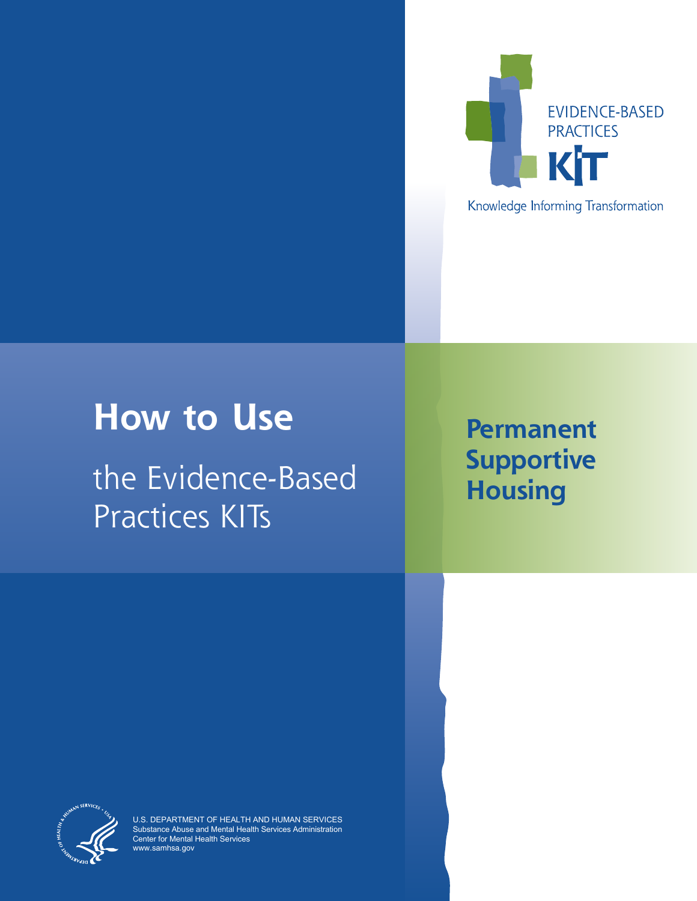EVIDENCE-BASED PRACTICES

KIT

Knowledge Informing Transformation

# How to Use

## the Evidence-Based Practices KITs

## Permanent Supportive Housing

U.S. DEPARTMENT OF HEALTH AND HUMAN SERVICES
Substance Abuse and Mental Health Services Administration
Center for Mental Health Services
www.samhsa.gov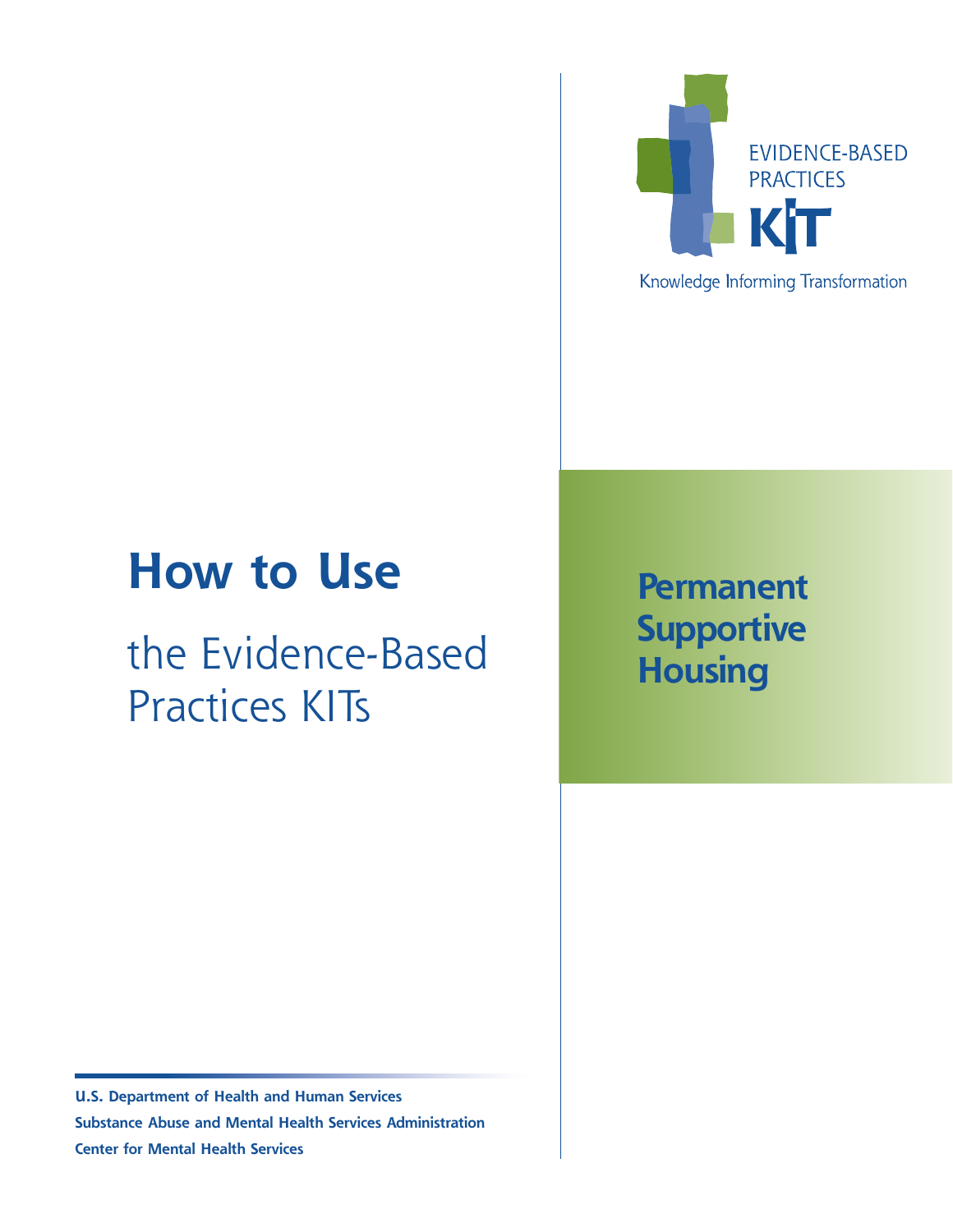EVIDENCE-BASED PRACTICES

KIT

Knowledge Informing Transformation

# How to Use

## the Evidence-Based Practices KITs

**Permanent Supportive Housing**

**U.S. Department of Health and Human Services**
**Substance Abuse and Mental Health Services Administration**
**Center for Mental Health Services**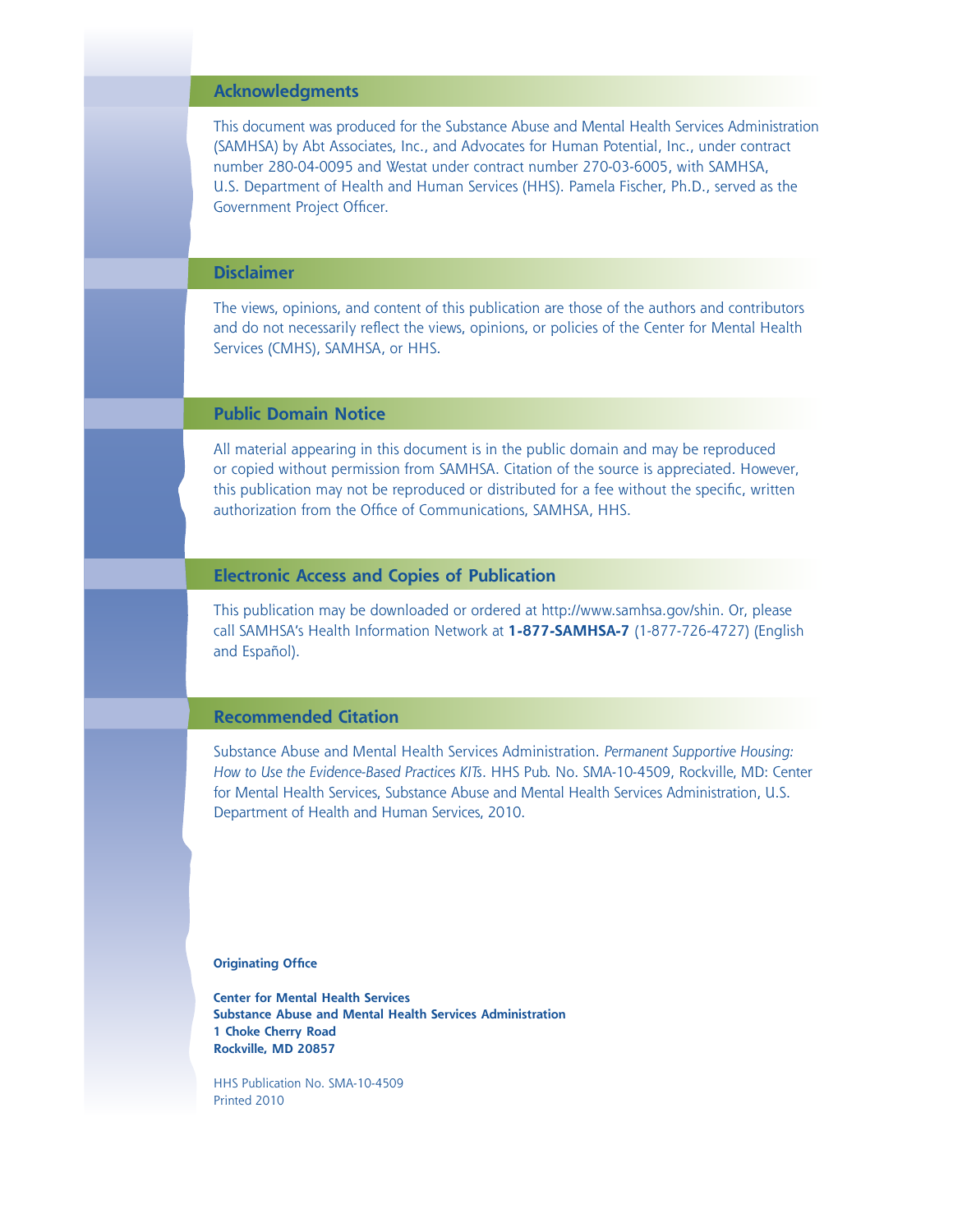## Acknowledgments

This document was produced for the Substance Abuse and Mental Health Services Administration (SAMHSA) by Abt Associates, Inc., and Advocates for Human Potential, Inc., under contract number 280-04-0095 and Westat under contract number 270-03-6005, with SAMHSA, U.S. Department of Health and Human Services (HHS). Pamela Fischer, Ph.D., served as the Government Project Officer.

## Disclaimer

The views, opinions, and content of this publication are those of the authors and contributors and do not necessarily reflect the views, opinions, or policies of the Center for Mental Health Services (CMHS), SAMHSA, or HHS.

## Public Domain Notice

All material appearing in this document is in the public domain and may be reproduced or copied without permission from SAMHSA. Citation of the source is appreciated. However, this publication may not be reproduced or distributed for a fee without the specific, written authorization from the Office of Communications, SAMHSA, HHS.

## Electronic Access and Copies of Publication

This publication may be downloaded or ordered at http://www.samhsa.gov/shin. Or, please call SAMHSA's Health Information Network at **1-877-SAMHSA-7** (1-877-726-4727) (English and Español).

## Recommended Citation

Substance Abuse and Mental Health Services Administration. *Permanent Supportive Housing: How to Use the Evidence-Based Practices KITs*. HHS Pub. No. SMA-10-4509, Rockville, MD: Center for Mental Health Services, Substance Abuse and Mental Health Services Administration, U.S. Department of Health and Human Services, 2010.

**Originating Office**

**Center for Mental Health Services**
**Substance Abuse and Mental Health Services Administration**
**1 Choke Cherry Road**
**Rockville, MD 20857**

HHS Publication No. SMA-10-4509
Printed 2010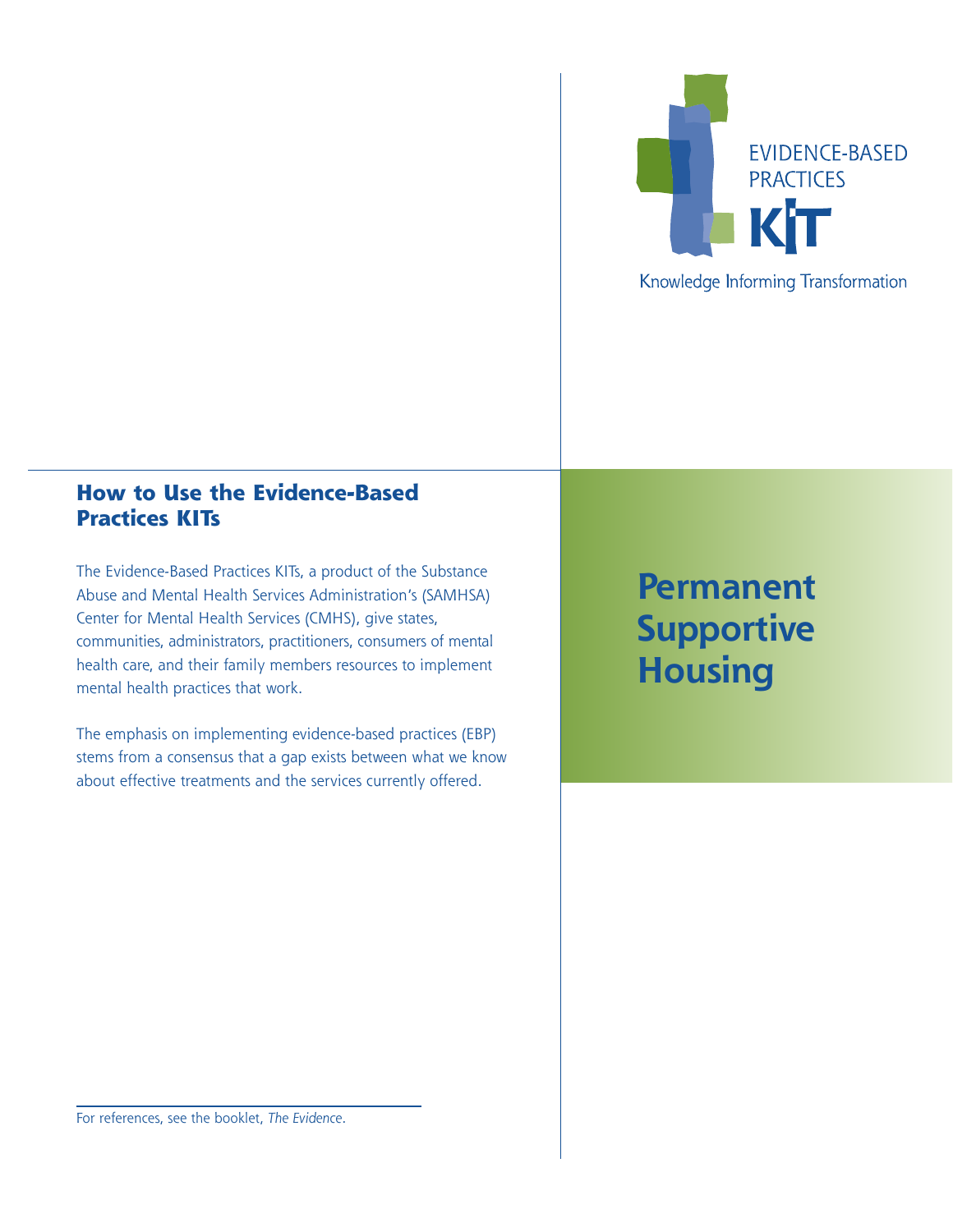EVIDENCE-BASED PRACTICES

KIT

Knowledge Informing Transformation

## How to Use the Evidence-Based Practices KITs

The Evidence-Based Practices KITs, a product of the Substance Abuse and Mental Health Services Administration's (SAMHSA) Center for Mental Health Services (CMHS), give states, communities, administrators, practitioners, consumers of mental health care, and their family members resources to implement mental health practices that work.

The emphasis on implementing evidence-based practices (EBP) stems from a consensus that a gap exists between what we know about effective treatments and the services currently offered.

For references, see the booklet, *The Evidence*.

# Permanent Supportive Housing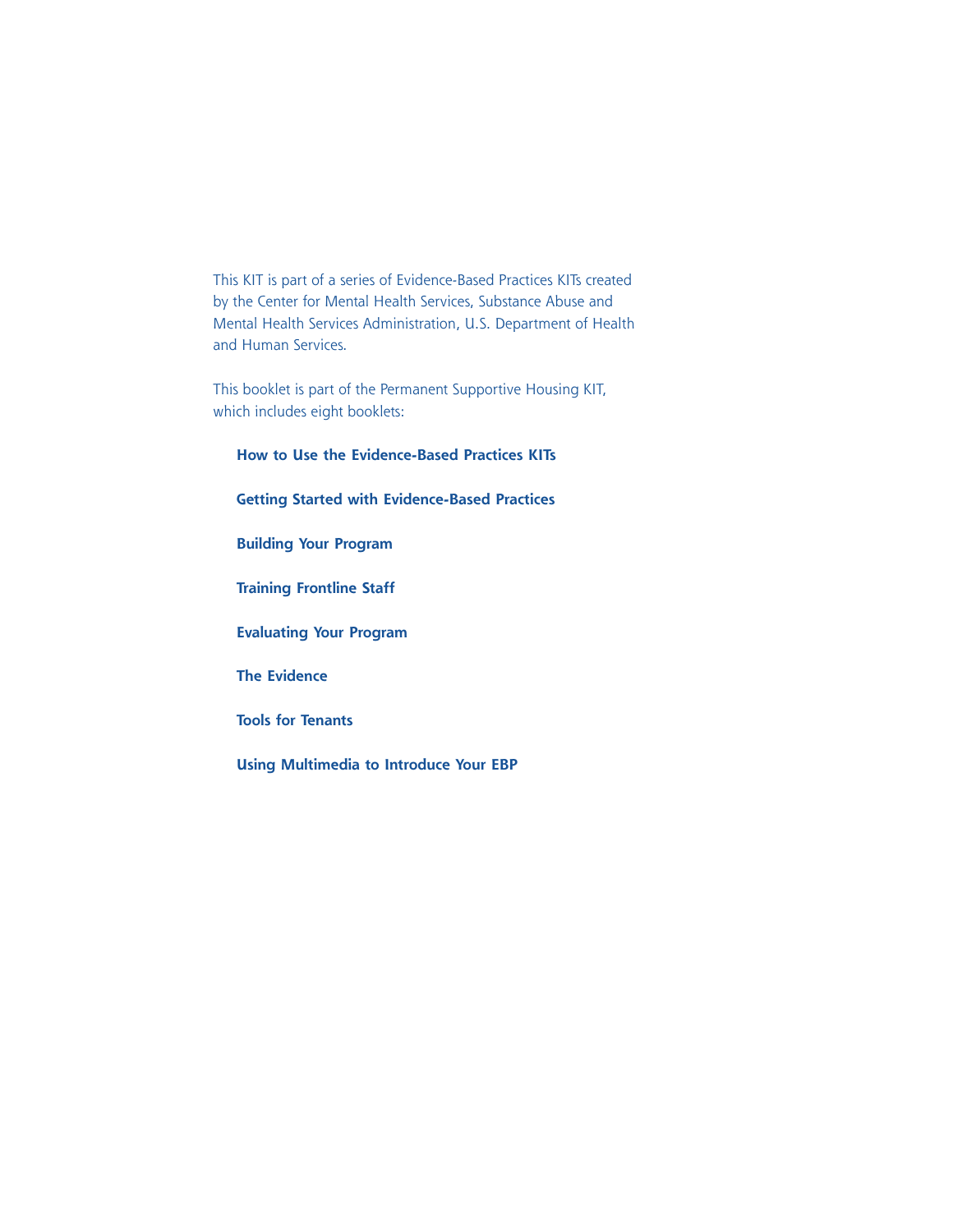This KIT is part of a series of Evidence-Based Practices KITs created by the Center for Mental Health Services, Substance Abuse and Mental Health Services Administration, U.S. Department of Health and Human Services.

This booklet is part of the Permanent Supportive Housing KIT, which includes eight booklets:

**How to Use the Evidence-Based Practices KITs**

**Getting Started with Evidence-Based Practices**

**Building Your Program**

**Training Frontline Staff**

**Evaluating Your Program**

**The Evidence**

**Tools for Tenants**

**Using Multimedia to Introduce Your EBP**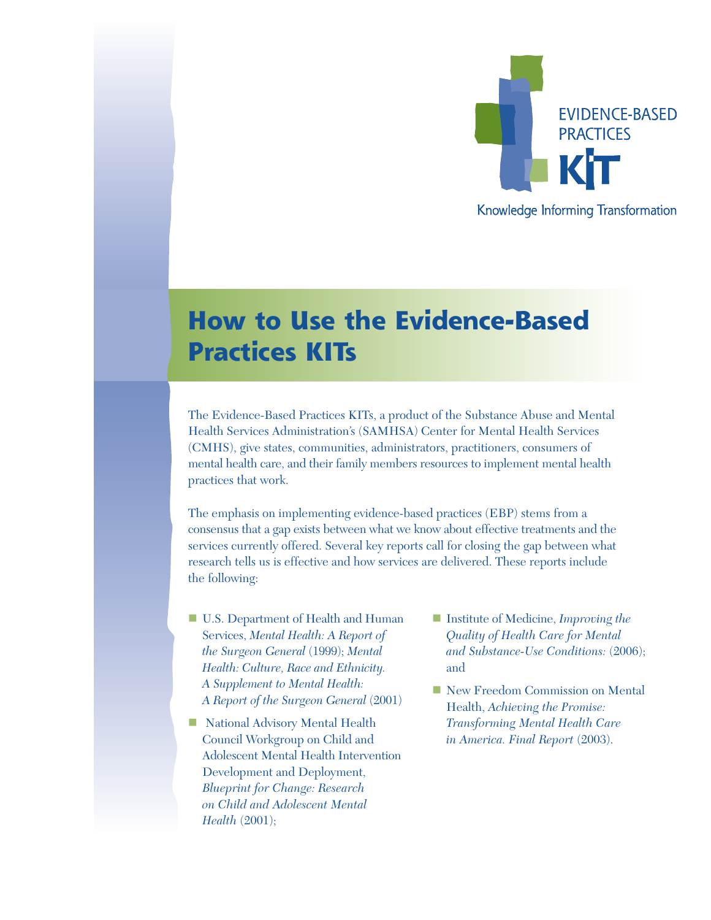EVIDENCE-BASED PRACTICES

KIT

Knowledge Informing Transformation

# How to Use the Evidence-Based Practices KITs

The Evidence-Based Practices KITs, a product of the Substance Abuse and Mental Health Services Administration's (SAMHSA) Center for Mental Health Services (CMHS), give states, communities, administrators, practitioners, consumers of mental health care, and their family members resources to implement mental health practices that work.

The emphasis on implementing evidence-based practices (EBP) stems from a consensus that a gap exists between what we know about effective treatments and the services currently offered. Several key reports call for closing the gap between what research tells us is effective and how services are delivered. These reports include the following:

- U.S. Department of Health and Human Services, *Mental Health: A Report of the Surgeon General* (1999); *Mental Health: Culture, Race and Ethnicity. A Supplement to Mental Health: A Report of the Surgeon General* (2001)
- National Advisory Mental Health Council Workgroup on Child and Adolescent Mental Health Intervention Development and Deployment, *Blueprint for Change: Research on Child and Adolescent Mental Health* (2001);
- Institute of Medicine, *Improving the Quality of Health Care for Mental and Substance-Use Conditions:* (2006); and
- New Freedom Commission on Mental Health, *Achieving the Promise: Transforming Mental Health Care in America. Final Report* (2003).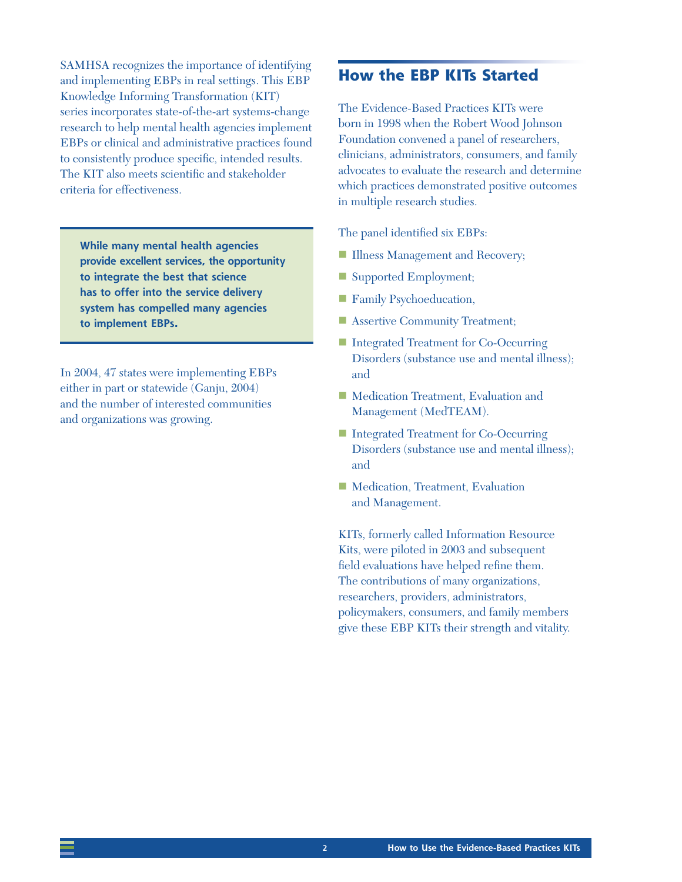SAMHSA recognizes the importance of identifying and implementing EBPs in real settings. This EBP Knowledge Informing Transformation (KIT) series incorporates state-of-the-art systems-change research to help mental health agencies implement EBPs or clinical and administrative practices found to consistently produce specific, intended results. The KIT also meets scientific and stakeholder criteria for effectiveness.

> **While many mental health agencies provide excellent services, the opportunity to integrate the best that science has to offer into the service delivery system has compelled many agencies to implement EBPs.**

In 2004, 47 states were implementing EBPs either in part or statewide (Ganju, 2004) and the number of interested communities and organizations was growing.

## How the EBP KITs Started

The Evidence-Based Practices KITs were born in 1998 when the Robert Wood Johnson Foundation convened a panel of researchers, clinicians, administrators, consumers, and family advocates to evaluate the research and determine which practices demonstrated positive outcomes in multiple research studies.

The panel identified six EBPs:

- Illness Management and Recovery;
- Supported Employment;
- Family Psychoeducation,
- Assertive Community Treatment;
- Integrated Treatment for Co-Occurring Disorders (substance use and mental illness); and
- Medication Treatment, Evaluation and Management (MedTEAM).
- Integrated Treatment for Co-Occurring Disorders (substance use and mental illness); and
- Medication, Treatment, Evaluation and Management.

KITs, formerly called Information Resource Kits, were piloted in 2003 and subsequent field evaluations have helped refine them. The contributions of many organizations, researchers, providers, administrators, policymakers, consumers, and family members give these EBP KITs their strength and vitality.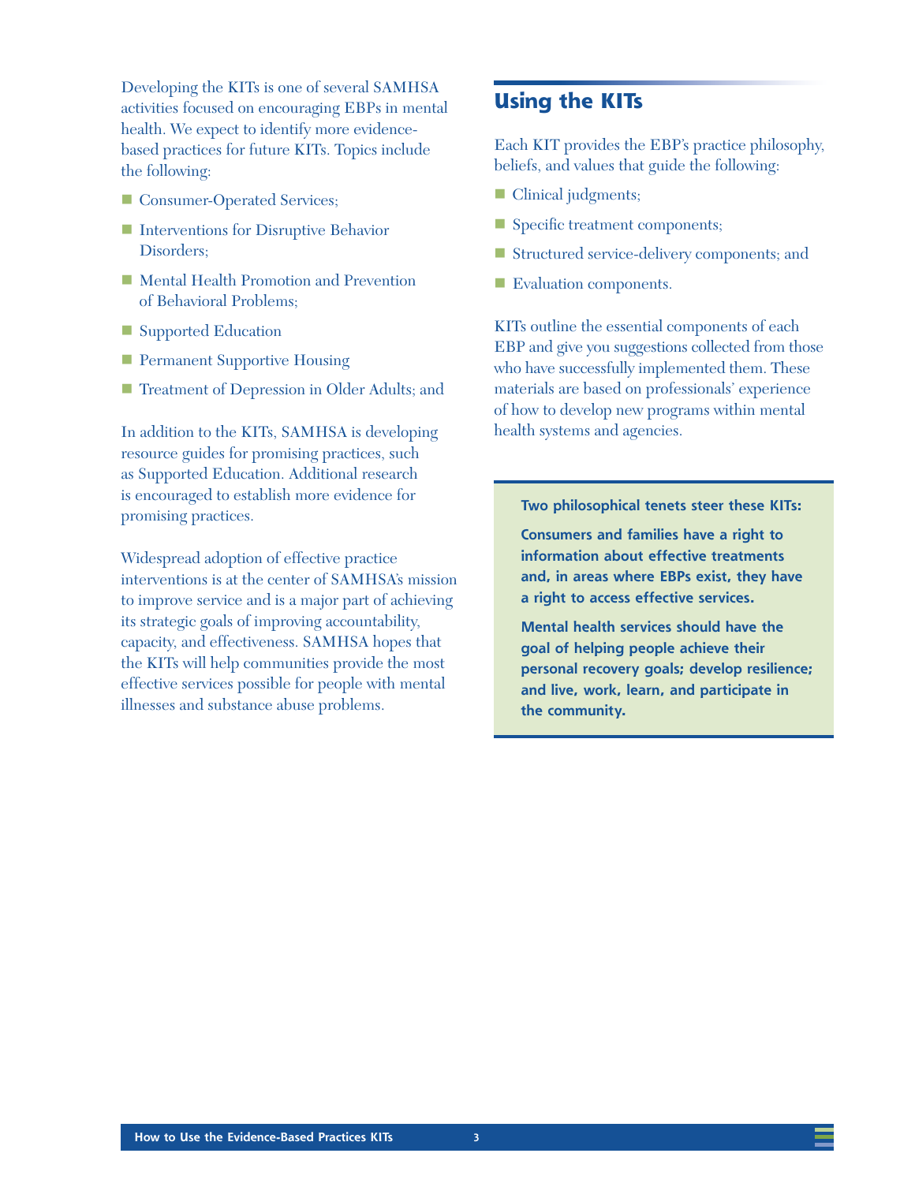Developing the KITs is one of several SAMHSA activities focused on encouraging EBPs in mental health. We expect to identify more evidence-based practices for future KITs. Topics include the following:

- Consumer-Operated Services;
- Interventions for Disruptive Behavior Disorders;
- Mental Health Promotion and Prevention of Behavioral Problems;
- Supported Education
- Permanent Supportive Housing
- Treatment of Depression in Older Adults; and

In addition to the KITs, SAMHSA is developing resource guides for promising practices, such as Supported Education. Additional research is encouraged to establish more evidence for promising practices.

Widespread adoption of effective practice interventions is at the center of SAMHSA's mission to improve service and is a major part of achieving its strategic goals of improving accountability, capacity, and effectiveness. SAMHSA hopes that the KITs will help communities provide the most effective services possible for people with mental illnesses and substance abuse problems.

## Using the KITs

Each KIT provides the EBP's practice philosophy, beliefs, and values that guide the following:

- Clinical judgments;
- Specific treatment components;
- Structured service-delivery components; and
- Evaluation components.

KITs outline the essential components of each EBP and give you suggestions collected from those who have successfully implemented them. These materials are based on professionals' experience of how to develop new programs within mental health systems and agencies.

**Two philosophical tenets steer these KITs:**

**Consumers and families have a right to information about effective treatments and, in areas where EBPs exist, they have a right to access effective services.**

**Mental health services should have the goal of helping people achieve their personal recovery goals; develop resilience; and live, work, learn, and participate in the community.**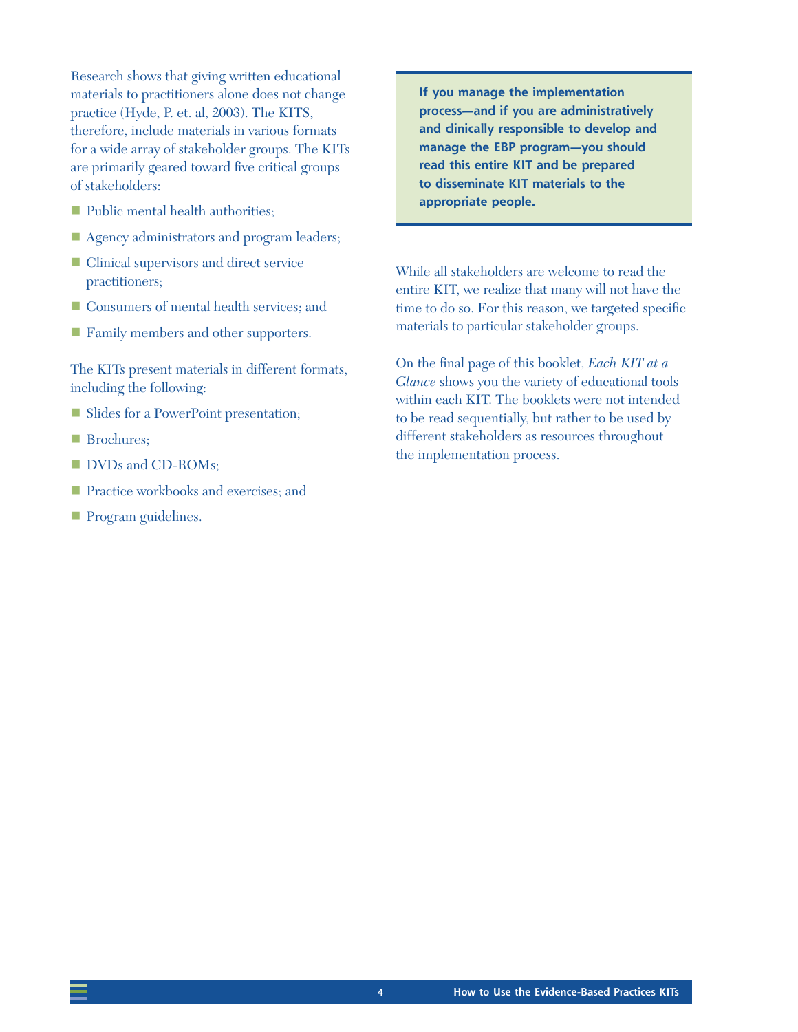Research shows that giving written educational materials to practitioners alone does not change practice (Hyde, P. et. al, 2003). The KITS, therefore, include materials in various formats for a wide array of stakeholder groups. The KITs are primarily geared toward five critical groups of stakeholders:

- Public mental health authorities;
- Agency administrators and program leaders;
- Clinical supervisors and direct service practitioners;
- Consumers of mental health services; and
- Family members and other supporters.

The KITs present materials in different formats, including the following:

- Slides for a PowerPoint presentation;
- Brochures;
- DVDs and CD-ROMs;
- Practice workbooks and exercises; and
- Program guidelines.

**If you manage the implementation process—and if you are administratively and clinically responsible to develop and manage the EBP program—you should read this entire KIT and be prepared to disseminate KIT materials to the appropriate people.**

While all stakeholders are welcome to read the entire KIT, we realize that many will not have the time to do so. For this reason, we targeted specific materials to particular stakeholder groups.

On the final page of this booklet, *Each KIT at a Glance* shows you the variety of educational tools within each KIT. The booklets were not intended to be read sequentially, but rather to be used by different stakeholders as resources throughout the implementation process.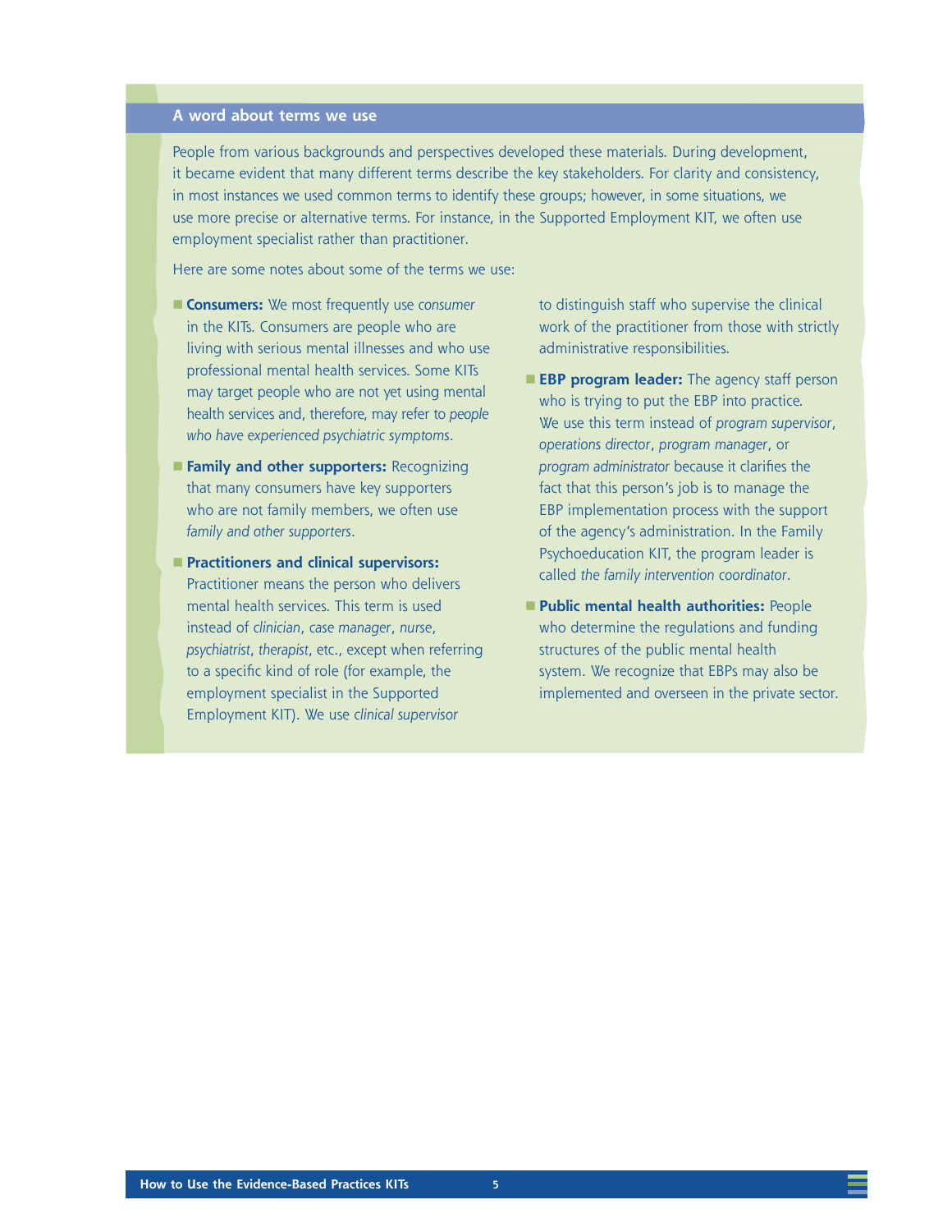## A word about terms we use

People from various backgrounds and perspectives developed these materials. During development, it became evident that many different terms describe the key stakeholders. For clarity and consistency, in most instances we used common terms to identify these groups; however, in some situations, we use more precise or alternative terms. For instance, in the Supported Employment KIT, we often use employment specialist rather than practitioner.

Here are some notes about some of the terms we use:

- **Consumers:** We most frequently use *consumer* in the KITs. Consumers are people who are living with serious mental illnesses and who use professional mental health services. Some KITs may target people who are not yet using mental health services and, therefore, may refer to *people who have experienced psychiatric symptoms*.
- **Family and other supporters:** Recognizing that many consumers have key supporters who are not family members, we often use *family and other supporters*.
- **Practitioners and clinical supervisors:** Practitioner means the person who delivers mental health services. This term is used instead of *clinician*, *case manager*, *nurse*, *psychiatrist*, *therapist*, etc., except when referring to a specific kind of role (for example, the employment specialist in the Supported Employment KIT). We use *clinical supervisor* to distinguish staff who supervise the clinical work of the practitioner from those with strictly administrative responsibilities.
- **EBP program leader:** The agency staff person who is trying to put the EBP into practice. We use this term instead of *program supervisor*, *operations director*, *program manager*, or *program administrator* because it clarifies the fact that this person's job is to manage the EBP implementation process with the support of the agency's administration. In the Family Psychoeducation KIT, the program leader is called *the family intervention coordinator*.
- **Public mental health authorities:** People who determine the regulations and funding structures of the public mental health system. We recognize that EBPs may also be implemented and overseen in the private sector.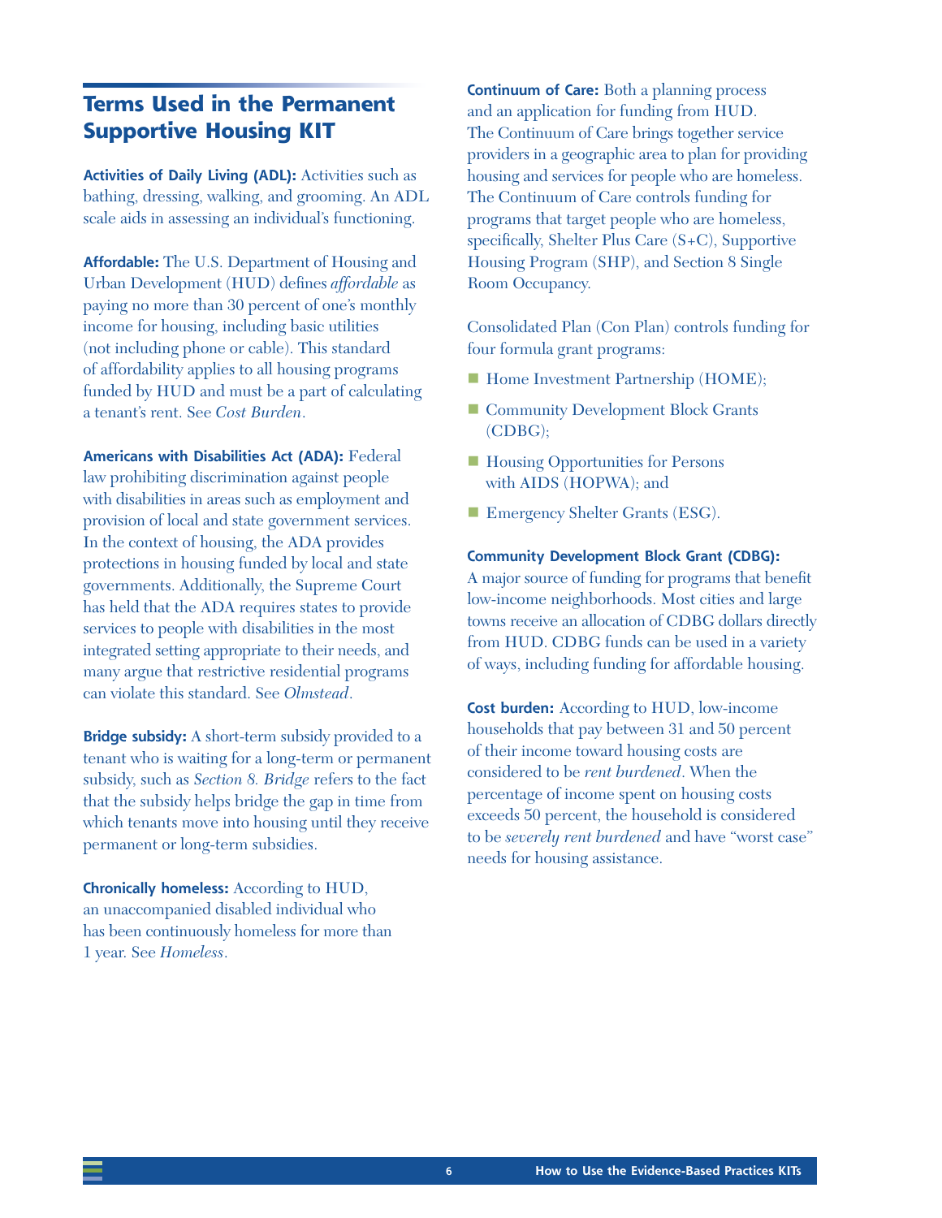## Terms Used in the Permanent Supportive Housing KIT

**Activities of Daily Living (ADL):** Activities such as bathing, dressing, walking, and grooming. An ADL scale aids in assessing an individual's functioning.

**Affordable:** The U.S. Department of Housing and Urban Development (HUD) defines *affordable* as paying no more than 30 percent of one's monthly income for housing, including basic utilities (not including phone or cable). This standard of affordability applies to all housing programs funded by HUD and must be a part of calculating a tenant's rent. See *Cost Burden*.

**Americans with Disabilities Act (ADA):** Federal law prohibiting discrimination against people with disabilities in areas such as employment and provision of local and state government services. In the context of housing, the ADA provides protections in housing funded by local and state governments. Additionally, the Supreme Court has held that the ADA requires states to provide services to people with disabilities in the most integrated setting appropriate to their needs, and many argue that restrictive residential programs can violate this standard. See *Olmstead*.

**Bridge subsidy:** A short-term subsidy provided to a tenant who is waiting for a long-term or permanent subsidy, such as *Section 8*. *Bridge* refers to the fact that the subsidy helps bridge the gap in time from which tenants move into housing until they receive permanent or long-term subsidies.

**Chronically homeless:** According to HUD, an unaccompanied disabled individual who has been continuously homeless for more than 1 year. See *Homeless*.

**Continuum of Care:** Both a planning process and an application for funding from HUD. The Continuum of Care brings together service providers in a geographic area to plan for providing housing and services for people who are homeless. The Continuum of Care controls funding for programs that target people who are homeless, specifically, Shelter Plus Care (S+C), Supportive Housing Program (SHP), and Section 8 Single Room Occupancy.

Consolidated Plan (Con Plan) controls funding for four formula grant programs:

- Home Investment Partnership (HOME);
- Community Development Block Grants (CDBG);
- Housing Opportunities for Persons with AIDS (HOPWA); and
- Emergency Shelter Grants (ESG).

**Community Development Block Grant (CDBG):** A major source of funding for programs that benefit low-income neighborhoods. Most cities and large towns receive an allocation of CDBG dollars directly from HUD. CDBG funds can be used in a variety of ways, including funding for affordable housing.

**Cost burden:** According to HUD, low-income households that pay between 31 and 50 percent of their income toward housing costs are considered to be *rent burdened*. When the percentage of income spent on housing costs exceeds 50 percent, the household is considered to be *severely rent burdened* and have "worst case" needs for housing assistance.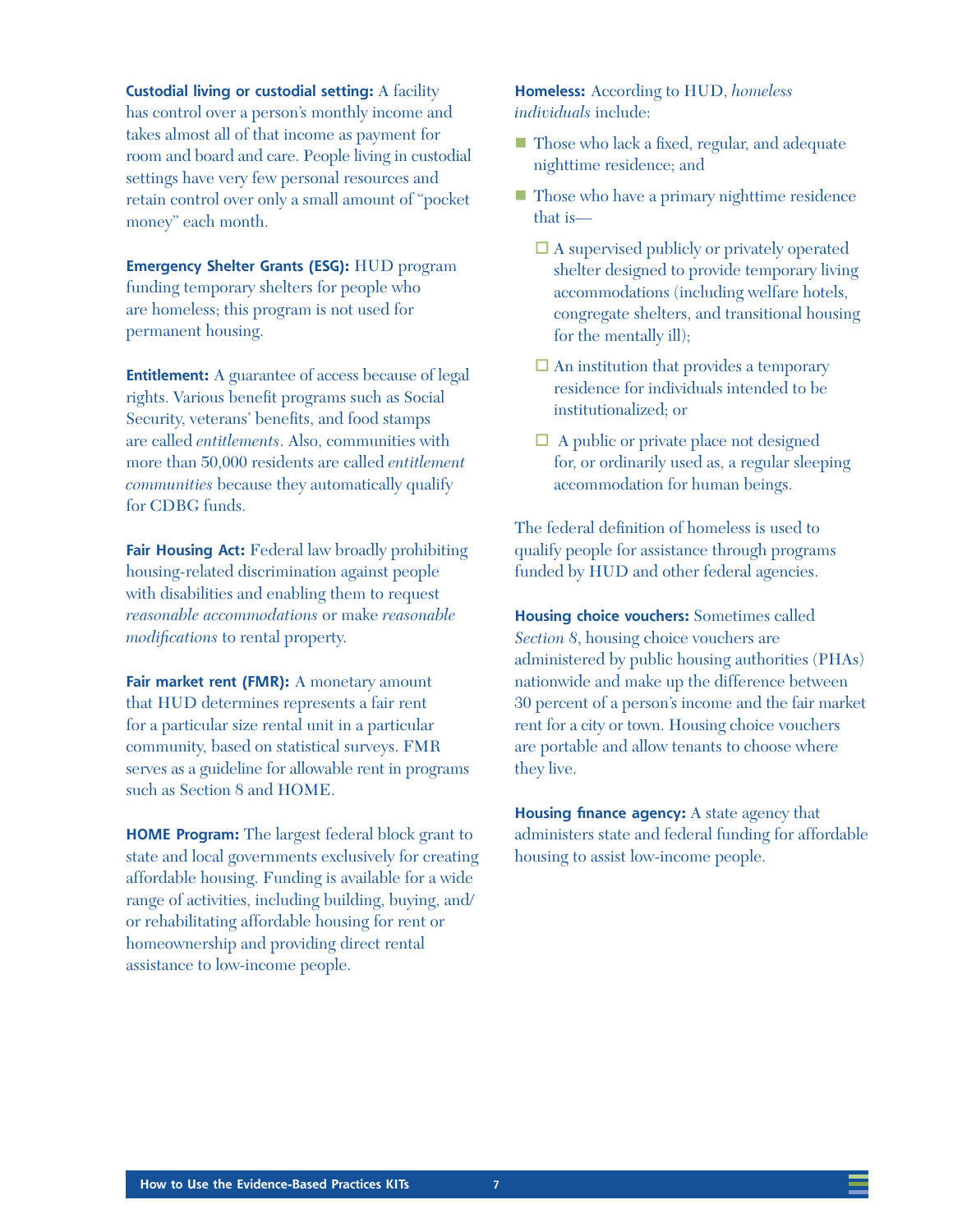**Custodial living or custodial setting:** A facility has control over a person's monthly income and takes almost all of that income as payment for room and board and care. People living in custodial settings have very few personal resources and retain control over only a small amount of "pocket money" each month.

**Emergency Shelter Grants (ESG):** HUD program funding temporary shelters for people who are homeless; this program is not used for permanent housing.

**Entitlement:** A guarantee of access because of legal rights. Various benefit programs such as Social Security, veterans' benefits, and food stamps are called *entitlements*. Also, communities with more than 50,000 residents are called *entitlement communities* because they automatically qualify for CDBG funds.

**Fair Housing Act:** Federal law broadly prohibiting housing-related discrimination against people with disabilities and enabling them to request *reasonable accommodations* or make *reasonable modifications* to rental property.

**Fair market rent (FMR):** A monetary amount that HUD determines represents a fair rent for a particular size rental unit in a particular community, based on statistical surveys. FMR serves as a guideline for allowable rent in programs such as Section 8 and HOME.

**HOME Program:** The largest federal block grant to state and local governments exclusively for creating affordable housing. Funding is available for a wide range of activities, including building, buying, and/or rehabilitating affordable housing for rent or homeownership and providing direct rental assistance to low-income people.

**Homeless:** According to HUD, *homeless individuals* include:

- Those who lack a fixed, regular, and adequate nighttime residence; and
- Those who have a primary nighttime residence that is—
  - A supervised publicly or privately operated shelter designed to provide temporary living accommodations (including welfare hotels, congregate shelters, and transitional housing for the mentally ill);
  - An institution that provides a temporary residence for individuals intended to be institutionalized; or
  - A public or private place not designed for, or ordinarily used as, a regular sleeping accommodation for human beings.

The federal definition of homeless is used to qualify people for assistance through programs funded by HUD and other federal agencies.

**Housing choice vouchers:** Sometimes called *Section 8*, housing choice vouchers are administered by public housing authorities (PHAs) nationwide and make up the difference between 30 percent of a person's income and the fair market rent for a city or town. Housing choice vouchers are portable and allow tenants to choose where they live.

**Housing finance agency:** A state agency that administers state and federal funding for affordable housing to assist low-income people.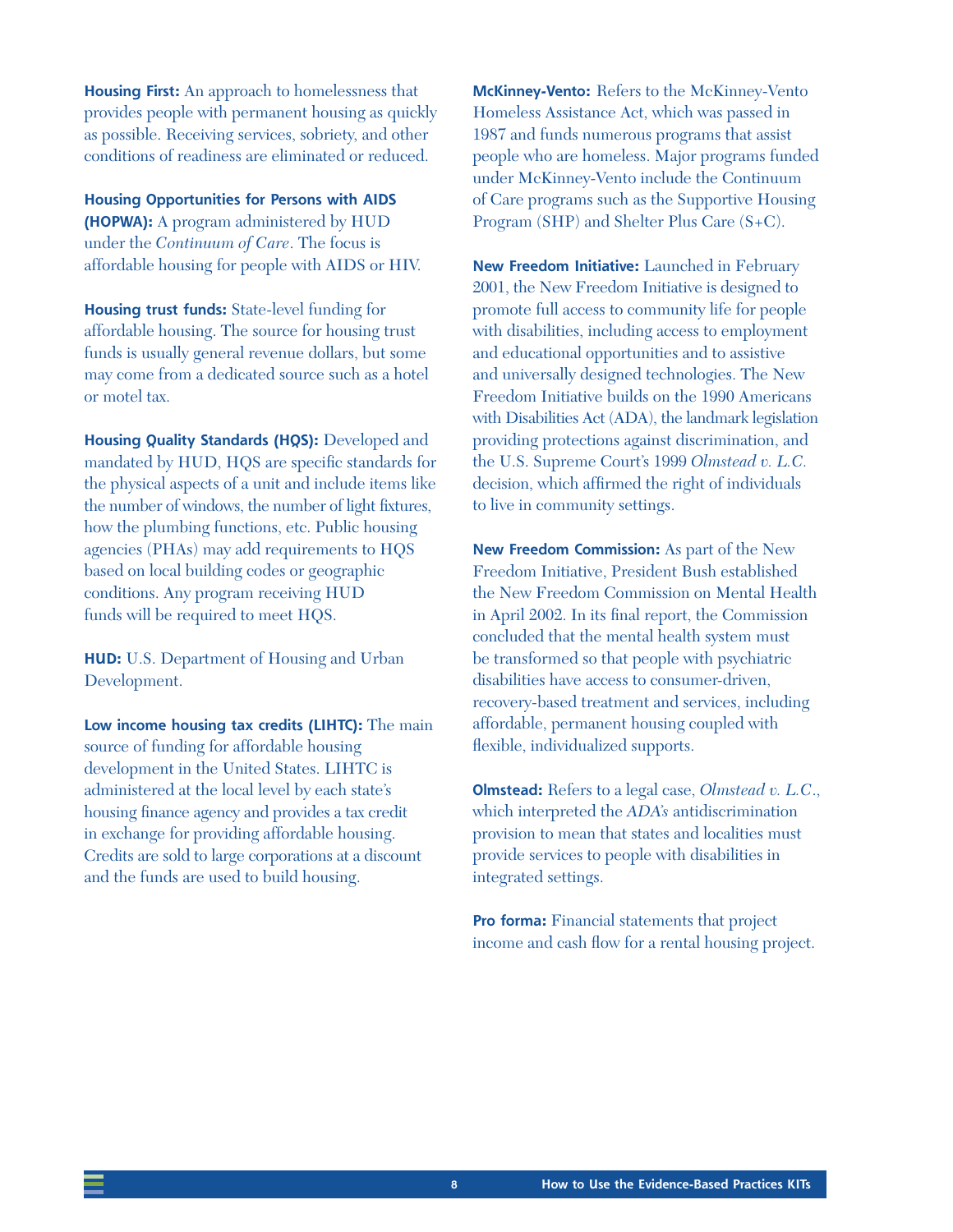**Housing First:** An approach to homelessness that provides people with permanent housing as quickly as possible. Receiving services, sobriety, and other conditions of readiness are eliminated or reduced.

**Housing Opportunities for Persons with AIDS (HOPWA):** A program administered by HUD under the *Continuum of Care*. The focus is affordable housing for people with AIDS or HIV.

**Housing trust funds:** State-level funding for affordable housing. The source for housing trust funds is usually general revenue dollars, but some may come from a dedicated source such as a hotel or motel tax.

**Housing Quality Standards (HQS):** Developed and mandated by HUD, HQS are specific standards for the physical aspects of a unit and include items like the number of windows, the number of light fixtures, how the plumbing functions, etc. Public housing agencies (PHAs) may add requirements to HQS based on local building codes or geographic conditions. Any program receiving HUD funds will be required to meet HQS.

**HUD:** U.S. Department of Housing and Urban Development.

**Low income housing tax credits (LIHTC):** The main source of funding for affordable housing development in the United States. LIHTC is administered at the local level by each state's housing finance agency and provides a tax credit in exchange for providing affordable housing. Credits are sold to large corporations at a discount and the funds are used to build housing.

**McKinney-Vento:** Refers to the McKinney-Vento Homeless Assistance Act, which was passed in 1987 and funds numerous programs that assist people who are homeless. Major programs funded under McKinney-Vento include the Continuum of Care programs such as the Supportive Housing Program (SHP) and Shelter Plus Care (S+C).

**New Freedom Initiative:** Launched in February 2001, the New Freedom Initiative is designed to promote full access to community life for people with disabilities, including access to employment and educational opportunities and to assistive and universally designed technologies. The New Freedom Initiative builds on the 1990 Americans with Disabilities Act (ADA), the landmark legislation providing protections against discrimination, and the U.S. Supreme Court's 1999 *Olmstead v. L.C.* decision, which affirmed the right of individuals to live in community settings.

**New Freedom Commission:** As part of the New Freedom Initiative, President Bush established the New Freedom Commission on Mental Health in April 2002. In its final report, the Commission concluded that the mental health system must be transformed so that people with psychiatric disabilities have access to consumer-driven, recovery-based treatment and services, including affordable, permanent housing coupled with flexible, individualized supports.

**Olmstead:** Refers to a legal case, *Olmstead v. L.C.*, which interpreted the *ADA's* antidiscrimination provision to mean that states and localities must provide services to people with disabilities in integrated settings.

**Pro forma:** Financial statements that project income and cash flow for a rental housing project.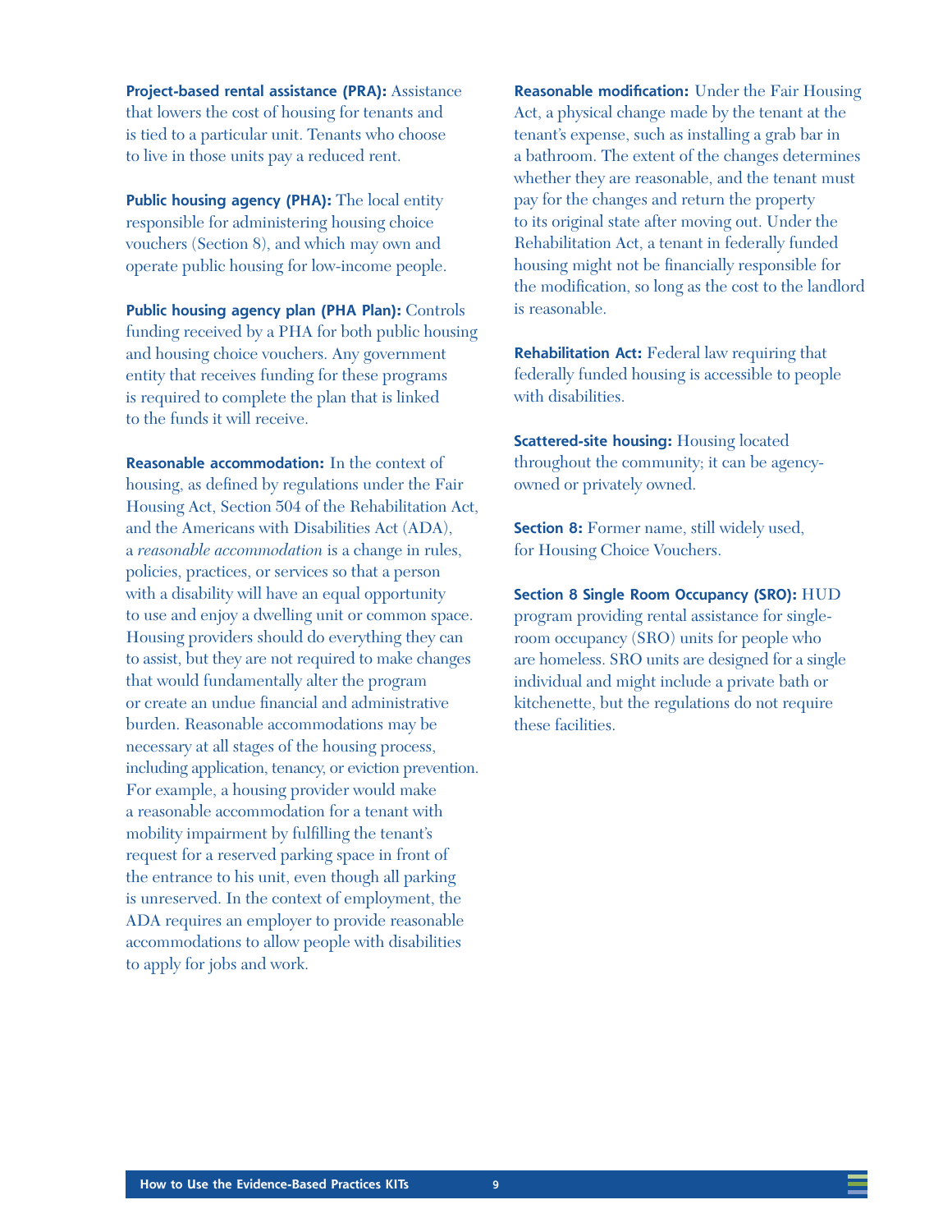**Project-based rental assistance (PRA):** Assistance that lowers the cost of housing for tenants and is tied to a particular unit. Tenants who choose to live in those units pay a reduced rent.

**Public housing agency (PHA):** The local entity responsible for administering housing choice vouchers (Section 8), and which may own and operate public housing for low-income people.

**Public housing agency plan (PHA Plan):** Controls funding received by a PHA for both public housing and housing choice vouchers. Any government entity that receives funding for these programs is required to complete the plan that is linked to the funds it will receive.

**Reasonable accommodation:** In the context of housing, as defined by regulations under the Fair Housing Act, Section 504 of the Rehabilitation Act, and the Americans with Disabilities Act (ADA), a *reasonable accommodation* is a change in rules, policies, practices, or services so that a person with a disability will have an equal opportunity to use and enjoy a dwelling unit or common space. Housing providers should do everything they can to assist, but they are not required to make changes that would fundamentally alter the program or create an undue financial and administrative burden. Reasonable accommodations may be necessary at all stages of the housing process, including application, tenancy, or eviction prevention. For example, a housing provider would make a reasonable accommodation for a tenant with mobility impairment by fulfilling the tenant's request for a reserved parking space in front of the entrance to his unit, even though all parking is unreserved. In the context of employment, the ADA requires an employer to provide reasonable accommodations to allow people with disabilities to apply for jobs and work.

**Reasonable modification:** Under the Fair Housing Act, a physical change made by the tenant at the tenant's expense, such as installing a grab bar in a bathroom. The extent of the changes determines whether they are reasonable, and the tenant must pay for the changes and return the property to its original state after moving out. Under the Rehabilitation Act, a tenant in federally funded housing might not be financially responsible for the modification, so long as the cost to the landlord is reasonable.

**Rehabilitation Act:** Federal law requiring that federally funded housing is accessible to people with disabilities.

**Scattered-site housing:** Housing located throughout the community; it can be agency-owned or privately owned.

**Section 8:** Former name, still widely used, for Housing Choice Vouchers.

**Section 8 Single Room Occupancy (SRO):** HUD program providing rental assistance for single-room occupancy (SRO) units for people who are homeless. SRO units are designed for a single individual and might include a private bath or kitchenette, but the regulations do not require these facilities.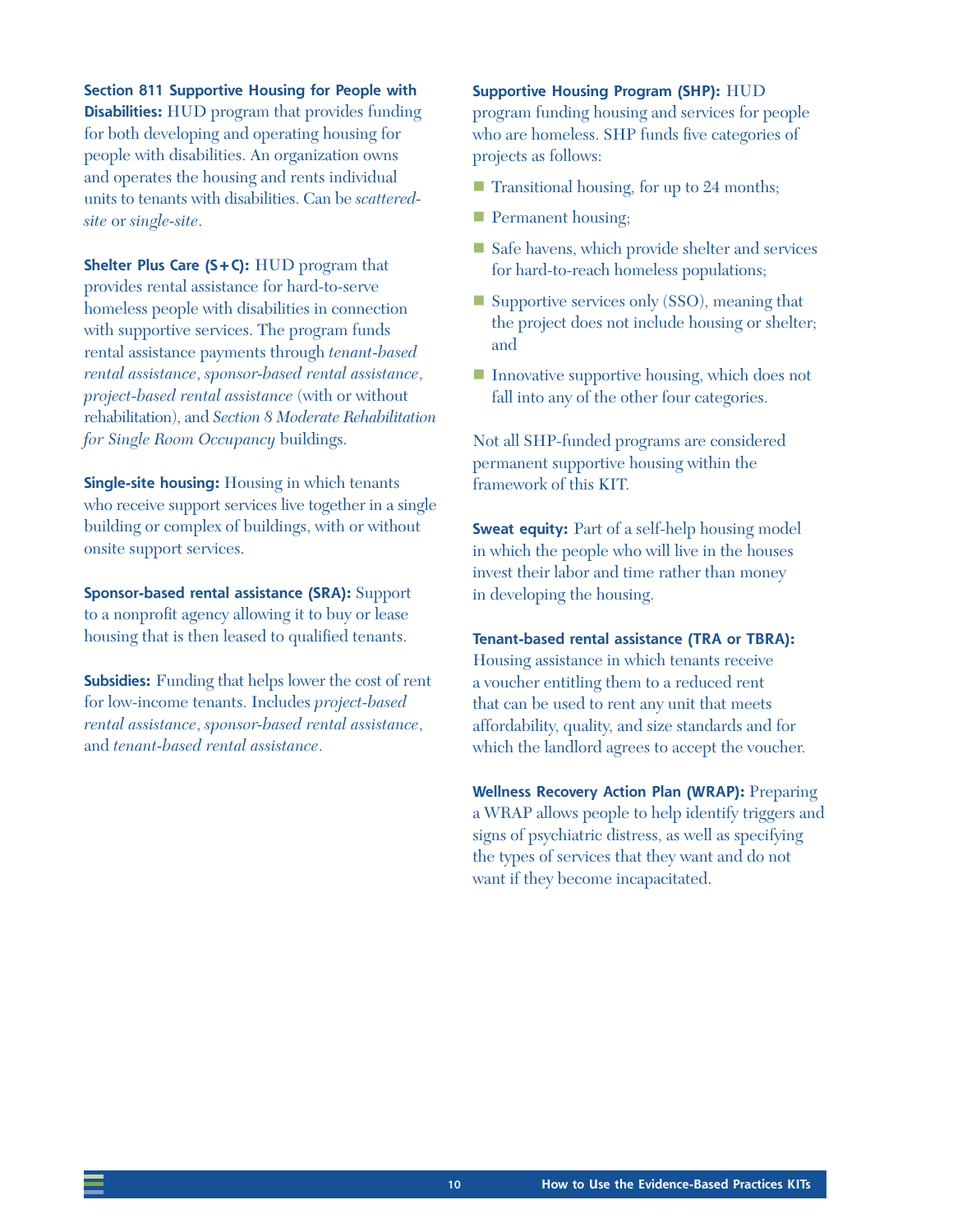**Section 811 Supportive Housing for People with Disabilities:** HUD program that provides funding for both developing and operating housing for people with disabilities. An organization owns and operates the housing and rents individual units to tenants with disabilities. Can be *scattered-site* or *single-site*.

**Shelter Plus Care (S+C):** HUD program that provides rental assistance for hard-to-serve homeless people with disabilities in connection with supportive services. The program funds rental assistance payments through *tenant-based rental assistance*, *sponsor-based rental assistance*, *project-based rental assistance* (with or without rehabilitation), and *Section 8 Moderate Rehabilitation for Single Room Occupancy* buildings.

**Single-site housing:** Housing in which tenants who receive support services live together in a single building or complex of buildings, with or without onsite support services.

**Sponsor-based rental assistance (SRA):** Support to a nonprofit agency allowing it to buy or lease housing that is then leased to qualified tenants.

**Subsidies:** Funding that helps lower the cost of rent for low-income tenants. Includes *project-based rental assistance*, *sponsor-based rental assistance*, and *tenant-based rental assistance*.

**Supportive Housing Program (SHP):** HUD program funding housing and services for people who are homeless. SHP funds five categories of projects as follows:

- Transitional housing, for up to 24 months;
- Permanent housing;
- Safe havens, which provide shelter and services for hard-to-reach homeless populations;
- Supportive services only (SSO), meaning that the project does not include housing or shelter; and
- Innovative supportive housing, which does not fall into any of the other four categories.

Not all SHP-funded programs are considered permanent supportive housing within the framework of this KIT.

**Sweat equity:** Part of a self-help housing model in which the people who will live in the houses invest their labor and time rather than money in developing the housing.

**Tenant-based rental assistance (TRA or TBRA):** Housing assistance in which tenants receive a voucher entitling them to a reduced rent that can be used to rent any unit that meets affordability, quality, and size standards and for which the landlord agrees to accept the voucher.

**Wellness Recovery Action Plan (WRAP):** Preparing a WRAP allows people to help identify triggers and signs of psychiatric distress, as well as specifying the types of services that they want and do not want if they become incapacitated.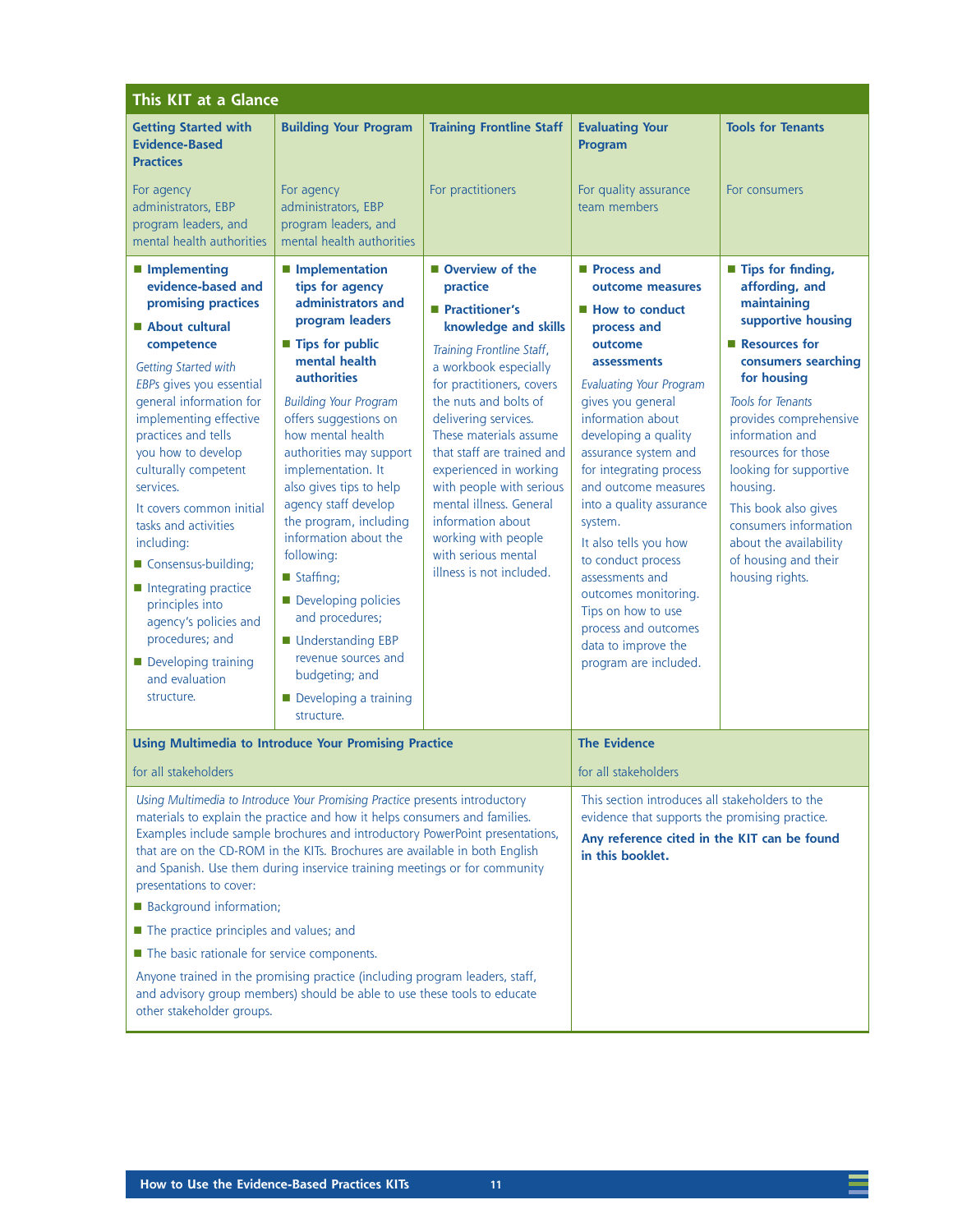## This KIT at a Glance

### Getting Started with Evidence-Based Practices

For agency administrators, EBP program leaders, and mental health authorities

- **Implementing evidence-based and promising practices**
- **About cultural competence**

*Getting Started with EBPs* gives you essential general information for implementing effective practices and tells you how to develop culturally competent services.

It covers common initial tasks and activities including:

- Consensus-building;
- Integrating practice principles into agency's policies and procedures; and
- Developing training and evaluation structure.

### Building Your Program

For agency administrators, EBP program leaders, and mental health authorities

- **Implementation tips for agency administrators and program leaders**
- **Tips for public mental health authorities**

*Building Your Program* offers suggestions on how mental health authorities may support implementation. It also gives tips to help agency staff develop the program, including information about the following:

- Staffing;
- Developing policies and procedures;
- Understanding EBP revenue sources and budgeting; and
- Developing a training structure.

### Training Frontline Staff

For practitioners

- **Overview of the practice**
- **Practitioner's knowledge and skills**

*Training Frontline Staff*, a workbook especially for practitioners, covers the nuts and bolts of delivering services. These materials assume that staff are trained and experienced in working with people with serious mental illness. General information about working with people with serious mental illness is not included.

### Evaluating Your Program

For quality assurance team members

- **Process and outcome measures**
- **How to conduct process and outcome assessments**

*Evaluating Your Program* gives you general information about developing a quality assurance system and for integrating process and outcome measures into a quality assurance system.

It also tells you how to conduct process assessments and outcomes monitoring. Tips on how to use process and outcomes data to improve the program are included.

### Tools for Tenants

For consumers

- **Tips for finding, affording, and maintaining supportive housing**
- **Resources for consumers searching for housing**

*Tools for Tenants* provides comprehensive information and resources for those looking for supportive housing.

This book also gives consumers information about the availability of housing and their housing rights.

### Using Multimedia to Introduce Your Promising Practice

for all stakeholders

*Using Multimedia to Introduce Your Promising Practice* presents introductory materials to explain the practice and how it helps consumers and families. Examples include sample brochures and introductory PowerPoint presentations, that are on the CD-ROM in the KITs. Brochures are available in both English and Spanish. Use them during inservice training meetings or for community presentations to cover:

- Background information;
- The practice principles and values; and
- The basic rationale for service components.

Anyone trained in the promising practice (including program leaders, staff, and advisory group members) should be able to use these tools to educate other stakeholder groups.

### The Evidence

for all stakeholders

This section introduces all stakeholders to the evidence that supports the promising practice.

**Any reference cited in the KIT can be found in this booklet.**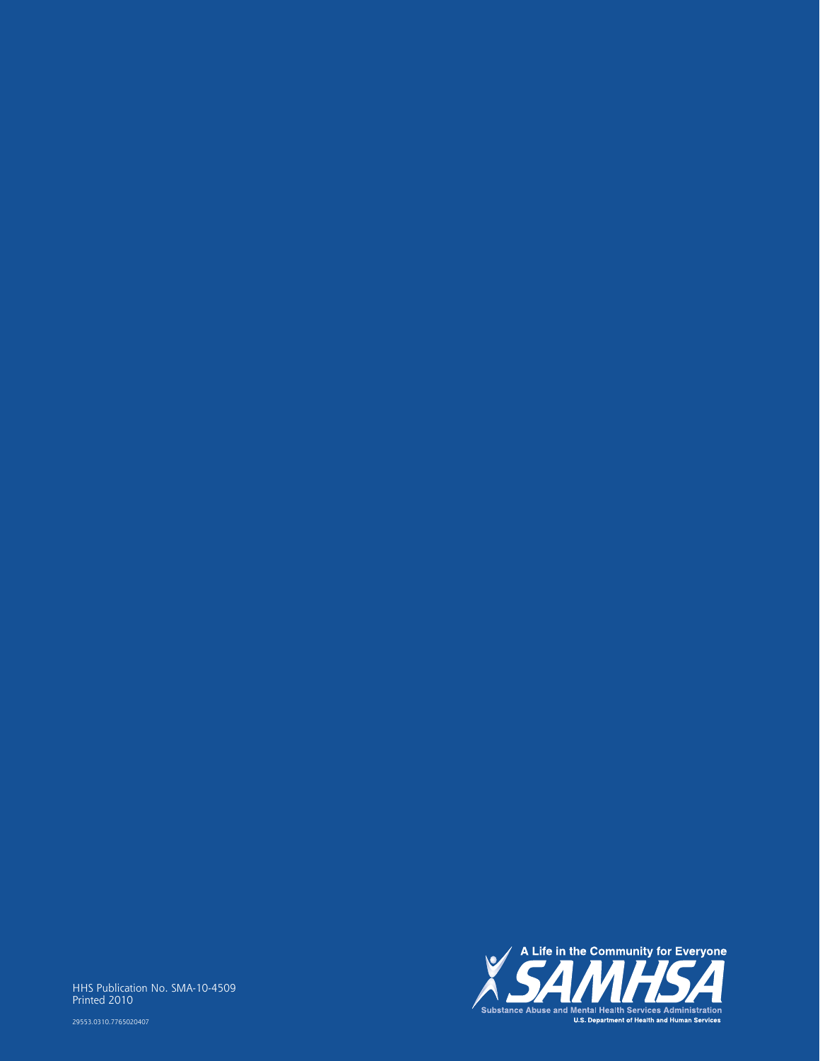HHS Publication No. SMA-10-4509
Printed 2010

29553.0310.7765020407

A Life in the Community for Everyone

SAMHSA

Substance Abuse and Mental Health Services Administration

U.S. Department of Health and Human Services